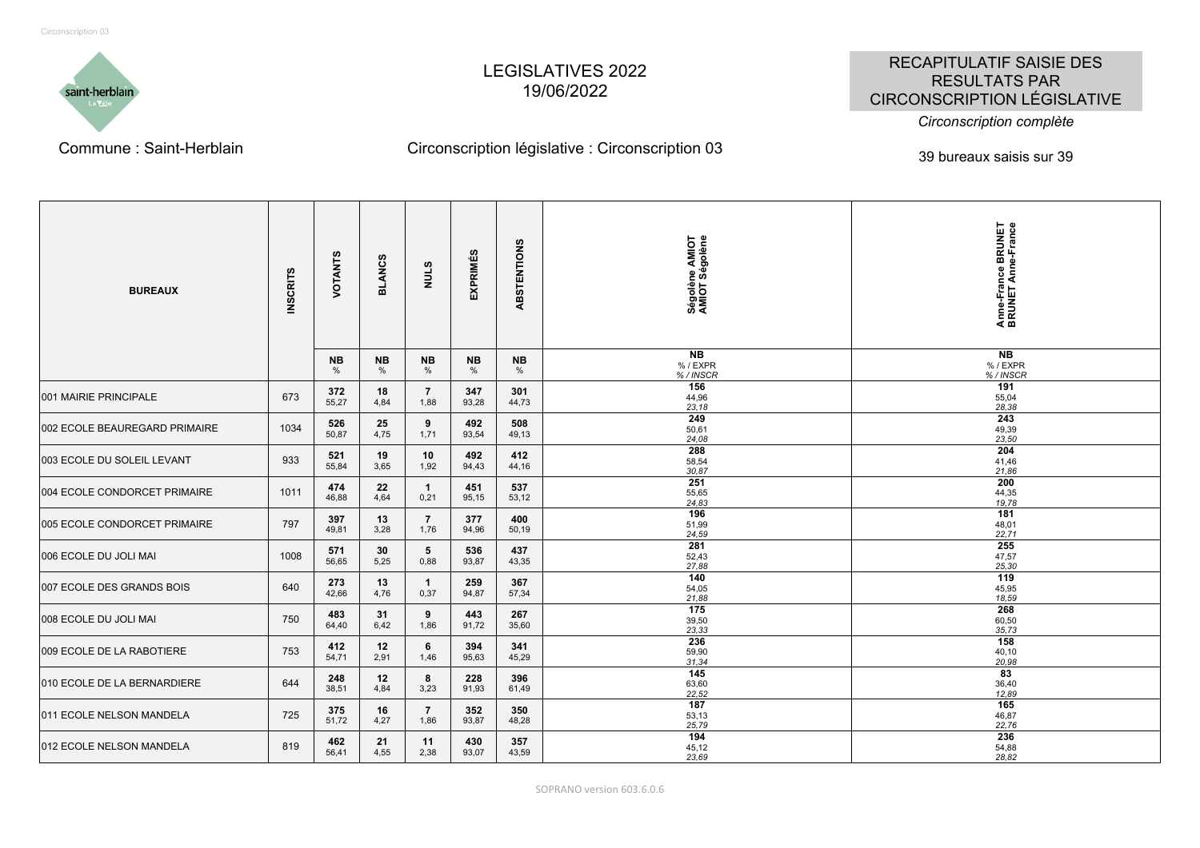# LEGISLATIVES 2022
19/06/2022

RECAPITULATIF SAISIE DES RESULTATS PAR CIRCONSCRIPTION LÉGISLATIVE

*Circonscription complète*

Commune : Saint-Herblain

Circonscription législative : Circonscription 03

39 bureaux saisis sur 39

| BUREAUX | INSCRITS | VOTANTS | BLANCS | NULS | EXPRIMÉS | ABSTENTIONS | Ségolène AMIOT AMIOT Ségolène | Anne-France BRUNET BRUNET Anne-France |
|---|---|---|---|---|---|---|---|---|
| | | NB % | NB % | NB % | NB % | NB % | NB % / EXPR *% / INSCR* | NB % / EXPR *% / INSCR* |
| 001 MAIRIE PRINCIPALE | 673 | **372** 55,27 | **18** 4,84 | **7** 1,88 | **347** 93,28 | **301** 44,73 | **156** 44,96 *23,18* | **191** 55,04 *28,38* |
| 002 ECOLE BEAUREGARD PRIMAIRE | 1034 | **526** 50,87 | **25** 4,75 | **9** 1,71 | **492** 93,54 | **508** 49,13 | **249** 50,61 *24,08* | **243** 49,39 *23,50* |
| 003 ECOLE DU SOLEIL LEVANT | 933 | **521** 55,84 | **19** 3,65 | **10** 1,92 | **492** 94,43 | **412** 44,16 | **288** 58,54 *30,87* | **204** 41,46 *21,86* |
| 004 ECOLE CONDORCET PRIMAIRE | 1011 | **474** 46,88 | **22** 4,64 | **1** 0,21 | **451** 95,15 | **537** 53,12 | **251** 55,65 *24,83* | **200** 44,35 *19,78* |
| 005 ECOLE CONDORCET PRIMAIRE | 797 | **397** 49,81 | **13** 3,28 | **7** 1,76 | **377** 94,96 | **400** 50,19 | **196** 51,99 *24,59* | **181** 48,01 *22,71* |
| 006 ECOLE DU JOLI MAI | 1008 | **571** 56,65 | **30** 5,25 | **5** 0,88 | **536** 93,87 | **437** 43,35 | **281** 52,43 *27,88* | **255** 47,57 *25,30* |
| 007 ECOLE DES GRANDS BOIS | 640 | **273** 42,66 | **13** 4,76 | **1** 0,37 | **259** 94,87 | **367** 57,34 | **140** 54,05 *21,88* | **119** 45,95 *18,59* |
| 008 ECOLE DU JOLI MAI | 750 | **483** 64,40 | **31** 6,42 | **9** 1,86 | **443** 91,72 | **267** 35,60 | **175** 39,50 *23,33* | **268** 60,50 *35,73* |
| 009 ECOLE DE LA RABOTIERE | 753 | **412** 54,71 | **12** 2,91 | **6** 1,46 | **394** 95,63 | **341** 45,29 | **236** 59,90 *31,34* | **158** 40,10 *20,98* |
| 010 ECOLE DE LA BERNARDIERE | 644 | **248** 38,51 | **12** 4,84 | **8** 3,23 | **228** 91,93 | **396** 61,49 | **145** 63,60 *22,52* | **83** 36,40 *12,89* |
| 011 ECOLE NELSON MANDELA | 725 | **375** 51,72 | **16** 4,27 | **7** 1,86 | **352** 93,87 | **350** 48,28 | **187** 53,13 *25,79* | **165** 46,87 *22,76* |
| 012 ECOLE NELSON MANDELA | 819 | **462** 56,41 | **21** 4,55 | **11** 2,38 | **430** 93,07 | **357** 43,59 | **194** 45,12 *23,69* | **236** 54,88 *28,82* |

SOPRANO version 603.6.0.6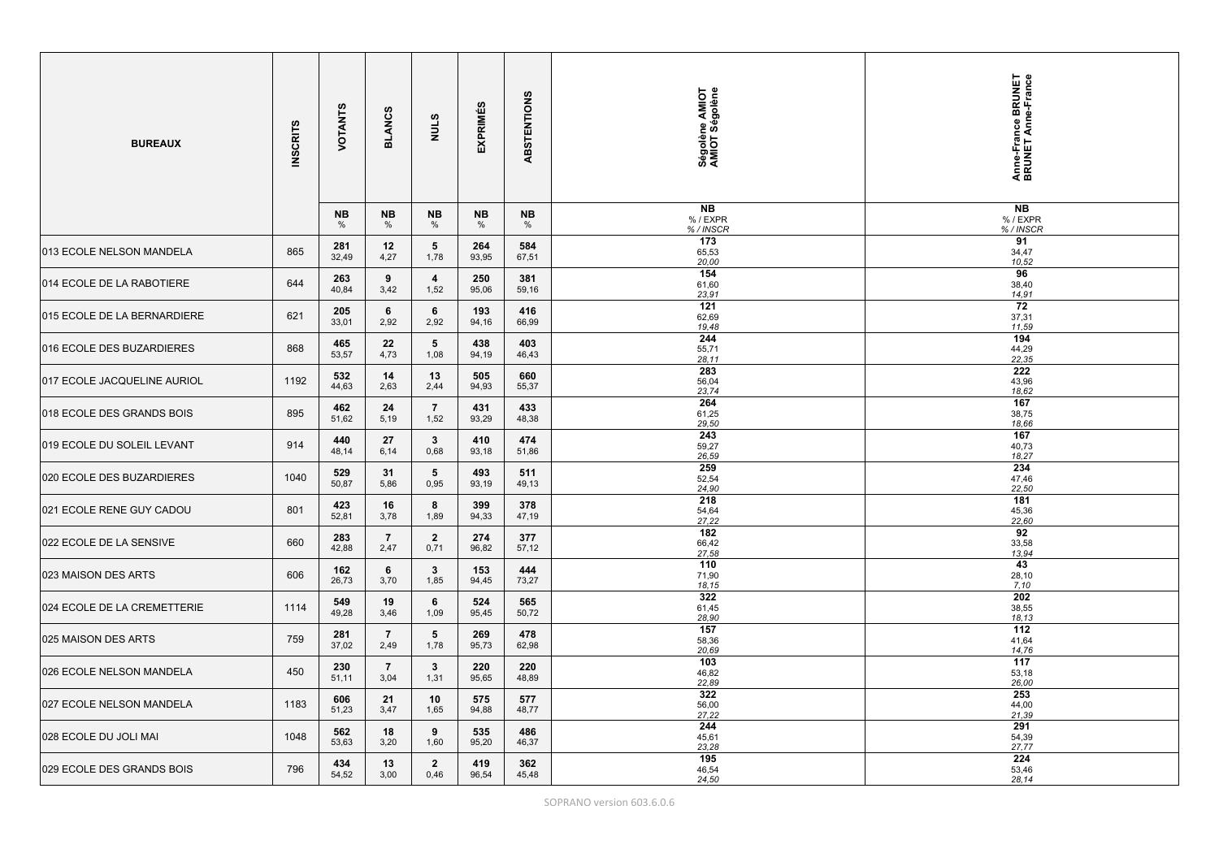| BUREAUX | INSCRITS | VOTANTS | BLANCS | NULS | EXPRIMÉS | ABSTENTIONS | Ségolène AMIOT AMIOT Ségolène | Anne-France BRUNET BRUNET Anne-France |
|---|---|---|---|---|---|---|---|---|
| | | NB % | NB % | NB % | NB % | NB % | NB % / EXPR % / INSCR | NB % / EXPR % / INSCR |
| 013 ECOLE NELSON MANDELA | 865 | 281 32,49 | 12 4,27 | 5 1,78 | 264 93,95 | 584 67,51 | 173 65,53 20,00 | 91 34,47 10,52 |
| 014 ECOLE DE LA RABOTIERE | 644 | 263 40,84 | 9 3,42 | 4 1,52 | 250 95,06 | 381 59,16 | 154 61,60 23,91 | 96 38,40 14,91 |
| 015 ECOLE DE LA BERNARDIERE | 621 | 205 33,01 | 6 2,92 | 6 2,92 | 193 94,16 | 416 66,99 | 121 62,69 19,48 | 72 37,31 11,59 |
| 016 ECOLE DES BUZARDIERES | 868 | 465 53,57 | 22 4,73 | 5 1,08 | 438 94,19 | 403 46,43 | 244 55,71 28,11 | 194 44,29 22,35 |
| 017 ECOLE JACQUELINE AURIOL | 1192 | 532 44,63 | 14 2,63 | 13 2,44 | 505 94,93 | 660 55,37 | 283 56,04 23,74 | 222 43,96 18,62 |
| 018 ECOLE DES GRANDS BOIS | 895 | 462 51,62 | 24 5,19 | 7 1,52 | 431 93,29 | 433 48,38 | 264 61,25 29,50 | 167 38,75 18,66 |
| 019 ECOLE DU SOLEIL LEVANT | 914 | 440 48,14 | 27 6,14 | 3 0,68 | 410 93,18 | 474 51,86 | 243 59,27 26,59 | 167 40,73 18,27 |
| 020 ECOLE DES BUZARDIERES | 1040 | 529 50,87 | 31 5,86 | 5 0,95 | 493 93,19 | 511 49,13 | 259 52,54 24,90 | 234 47,46 22,50 |
| 021 ECOLE RENE GUY CADOU | 801 | 423 52,81 | 16 3,78 | 8 1,89 | 399 94,33 | 378 47,19 | 218 54,64 27,22 | 181 45,36 22,60 |
| 022 ECOLE DE LA SENSIVE | 660 | 283 42,88 | 7 2,47 | 2 0,71 | 274 96,82 | 377 57,12 | 182 66,42 27,58 | 92 33,58 13,94 |
| 023 MAISON DES ARTS | 606 | 162 26,73 | 6 3,70 | 3 1,85 | 153 94,45 | 444 73,27 | 110 71,90 18,15 | 43 28,10 7,10 |
| 024 ECOLE DE LA CREMETTERIE | 1114 | 549 49,28 | 19 3,46 | 6 1,09 | 524 95,45 | 565 50,72 | 322 61,45 28,90 | 202 38,55 18,13 |
| 025 MAISON DES ARTS | 759 | 281 37,02 | 7 2,49 | 5 1,78 | 269 95,73 | 478 62,98 | 157 58,36 20,69 | 112 41,64 14,76 |
| 026 ECOLE NELSON MANDELA | 450 | 230 51,11 | 7 3,04 | 3 1,31 | 220 95,65 | 220 48,89 | 103 46,82 22,89 | 117 53,18 26,00 |
| 027 ECOLE NELSON MANDELA | 1183 | 606 51,23 | 21 3,47 | 10 1,65 | 575 94,88 | 577 48,77 | 322 56,00 27,22 | 253 44,00 21,39 |
| 028 ECOLE DU JOLI MAI | 1048 | 562 53,63 | 18 3,20 | 9 1,60 | 535 95,20 | 486 46,37 | 244 45,61 23,28 | 291 54,39 27,77 |
| 029 ECOLE DES GRANDS BOIS | 796 | 434 54,52 | 13 3,00 | 2 0,46 | 419 96,54 | 362 45,48 | 195 46,54 24,50 | 224 53,46 28,14 |

SOPRANO version 603.6.0.6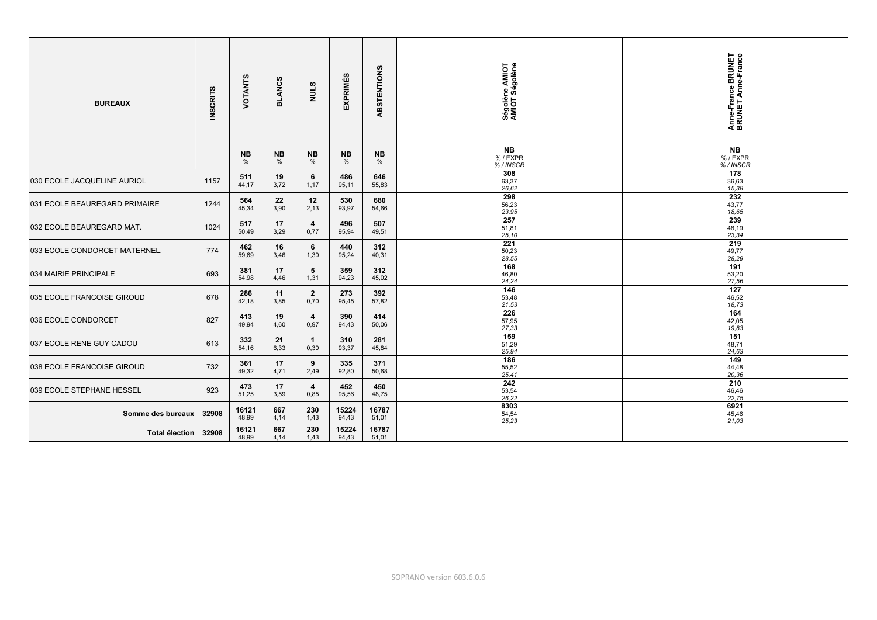| BUREAUX | INSCRITS | VOTANTS | BLANCS | NULS | EXPRIMÉS | ABSTENTIONS | Ségolène AMIOT AMIOT Ségolène | Anne-France BRUNET BRUNET Anne-France |
|---|---|---|---|---|---|---|---|---|
| | | NB % | NB % | NB % | NB % | NB % | NB % / EXPR % / INSCR | NB % / EXPR % / INSCR |
| 030 ECOLE JACQUELINE AURIOL | 1157 | **511** 44,17 | **19** 3,72 | **6** 1,17 | **486** 95,11 | **646** 55,83 | **308** 63,37 *26,62* | **178** 36,63 *15,38* |
| 031 ECOLE BEAUREGARD PRIMAIRE | 1244 | **564** 45,34 | **22** 3,90 | **12** 2,13 | **530** 93,97 | **680** 54,66 | **298** 56,23 *23,95* | **232** 43,77 *18,65* |
| 032 ECOLE BEAUREGARD MAT. | 1024 | **517** 50,49 | **17** 3,29 | **4** 0,77 | **496** 95,94 | **507** 49,51 | **257** 51,81 *25,10* | **239** 48,19 *23,34* |
| 033 ECOLE CONDORCET MATERNEL. | 774 | **462** 59,69 | **16** 3,46 | **6** 1,30 | **440** 95,24 | **312** 40,31 | **221** 50,23 *28,55* | **219** 49,77 *28,29* |
| 034 MAIRIE PRINCIPALE | 693 | **381** 54,98 | **17** 4,46 | **5** 1,31 | **359** 94,23 | **312** 45,02 | **168** 46,80 *24,24* | **191** 53,20 *27,56* |
| 035 ECOLE FRANCOISE GIROUD | 678 | **286** 42,18 | **11** 3,85 | **2** 0,70 | **273** 95,45 | **392** 57,82 | **146** 53,48 *21,53* | **127** 46,52 *18,73* |
| 036 ECOLE CONDORCET | 827 | **413** 49,94 | **19** 4,60 | **4** 0,97 | **390** 94,43 | **414** 50,06 | **226** 57,95 *27,33* | **164** 42,05 *19,83* |
| 037 ECOLE RENE GUY CADOU | 613 | **332** 54,16 | **21** 6,33 | **1** 0,30 | **310** 93,37 | **281** 45,84 | **159** 51,29 *25,94* | **151** 48,71 *24,63* |
| 038 ECOLE FRANCOISE GIROUD | 732 | **361** 49,32 | **17** 4,71 | **9** 2,49 | **335** 92,80 | **371** 50,68 | **186** 55,52 *25,41* | **149** 44,48 *20,36* |
| 039 ECOLE STEPHANE HESSEL | 923 | **473** 51,25 | **17** 3,59 | **4** 0,85 | **452** 95,56 | **450** 48,75 | **242** 53,54 *26,22* | **210** 46,46 *22,75* |
| **Somme des bureaux** | **32908** | **16121** 48,99 | **667** 4,14 | **230** 1,43 | **15224** 94,43 | **16787** 51,01 | **8303** 54,54 *25,23* | **6921** 45,46 *21,03* |
| **Total élection** | **32908** | **16121** 48,99 | **667** 4,14 | **230** 1,43 | **15224** 94,43 | **16787** 51,01 | | |